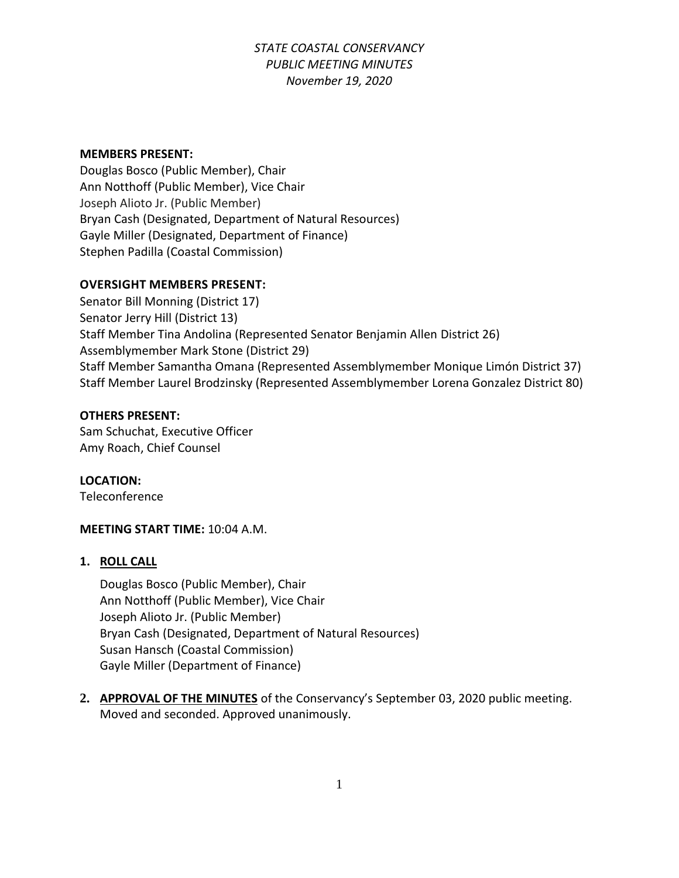*STATE COASTAL CONSERVANCY*
*PUBLIC MEETING MINUTES*
*November 19, 2020*

**MEMBERS PRESENT:**
Douglas Bosco (Public Member), Chair
Ann Notthoff (Public Member), Vice Chair
Joseph Alioto Jr. (Public Member)
Bryan Cash (Designated, Department of Natural Resources)
Gayle Miller (Designated, Department of Finance)
Stephen Padilla (Coastal Commission)

**OVERSIGHT MEMBERS PRESENT:**
Senator Bill Monning (District 17)
Senator Jerry Hill (District 13)
Staff Member Tina Andolina (Represented Senator Benjamin Allen District 26)
Assemblymember Mark Stone (District 29)
Staff Member Samantha Omana (Represented Assemblymember Monique Limón District 37)
Staff Member Laurel Brodzinsky (Represented Assemblymember Lorena Gonzalez District 80)

**OTHERS PRESENT:**
Sam Schuchat, Executive Officer
Amy Roach, Chief Counsel

**LOCATION:**
Teleconference

**MEETING START TIME:** 10:04 A.M.

1. **ROLL CALL**

   Douglas Bosco (Public Member), Chair
   Ann Notthoff (Public Member), Vice Chair
   Joseph Alioto Jr. (Public Member)
   Bryan Cash (Designated, Department of Natural Resources)
   Susan Hansch (Coastal Commission)
   Gayle Miller (Department of Finance)

2. **APPROVAL OF THE MINUTES** of the Conservancy's September 03, 2020 public meeting. Moved and seconded. Approved unanimously.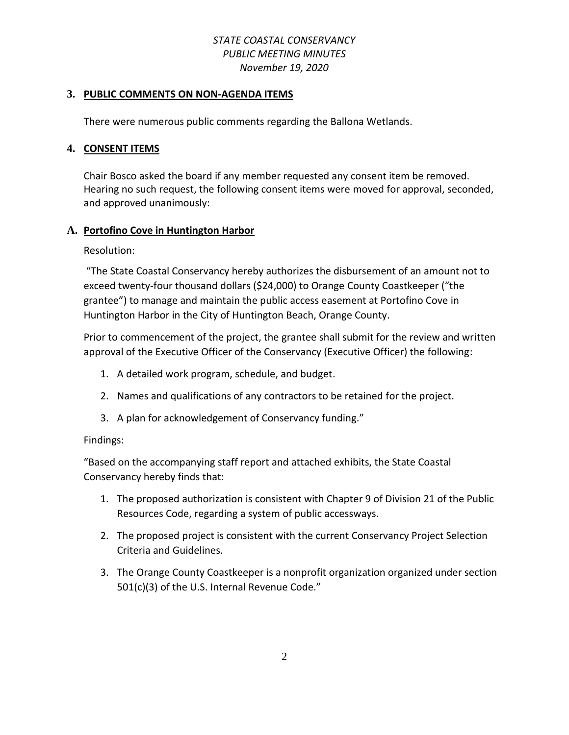### 3. PUBLIC COMMENTS ON NON-AGENDA ITEMS

There were numerous public comments regarding the Ballona Wetlands.

### 4. CONSENT ITEMS

Chair Bosco asked the board if any member requested any consent item be removed. Hearing no such request, the following consent items were moved for approval, seconded, and approved unanimously:

### A. Portofino Cove in Huntington Harbor

Resolution:

"The State Coastal Conservancy hereby authorizes the disbursement of an amount not to exceed twenty-four thousand dollars ($24,000) to Orange County Coastkeeper ("the grantee") to manage and maintain the public access easement at Portofino Cove in Huntington Harbor in the City of Huntington Beach, Orange County.

Prior to commencement of the project, the grantee shall submit for the review and written approval of the Executive Officer of the Conservancy (Executive Officer) the following:

1. A detailed work program, schedule, and budget.
2. Names and qualifications of any contractors to be retained for the project.
3. A plan for acknowledgement of Conservancy funding."

Findings:

"Based on the accompanying staff report and attached exhibits, the State Coastal Conservancy hereby finds that:

1. The proposed authorization is consistent with Chapter 9 of Division 21 of the Public Resources Code, regarding a system of public accessways.
2. The proposed project is consistent with the current Conservancy Project Selection Criteria and Guidelines.
3. The Orange County Coastkeeper is a nonprofit organization organized under section 501(c)(3) of the U.S. Internal Revenue Code."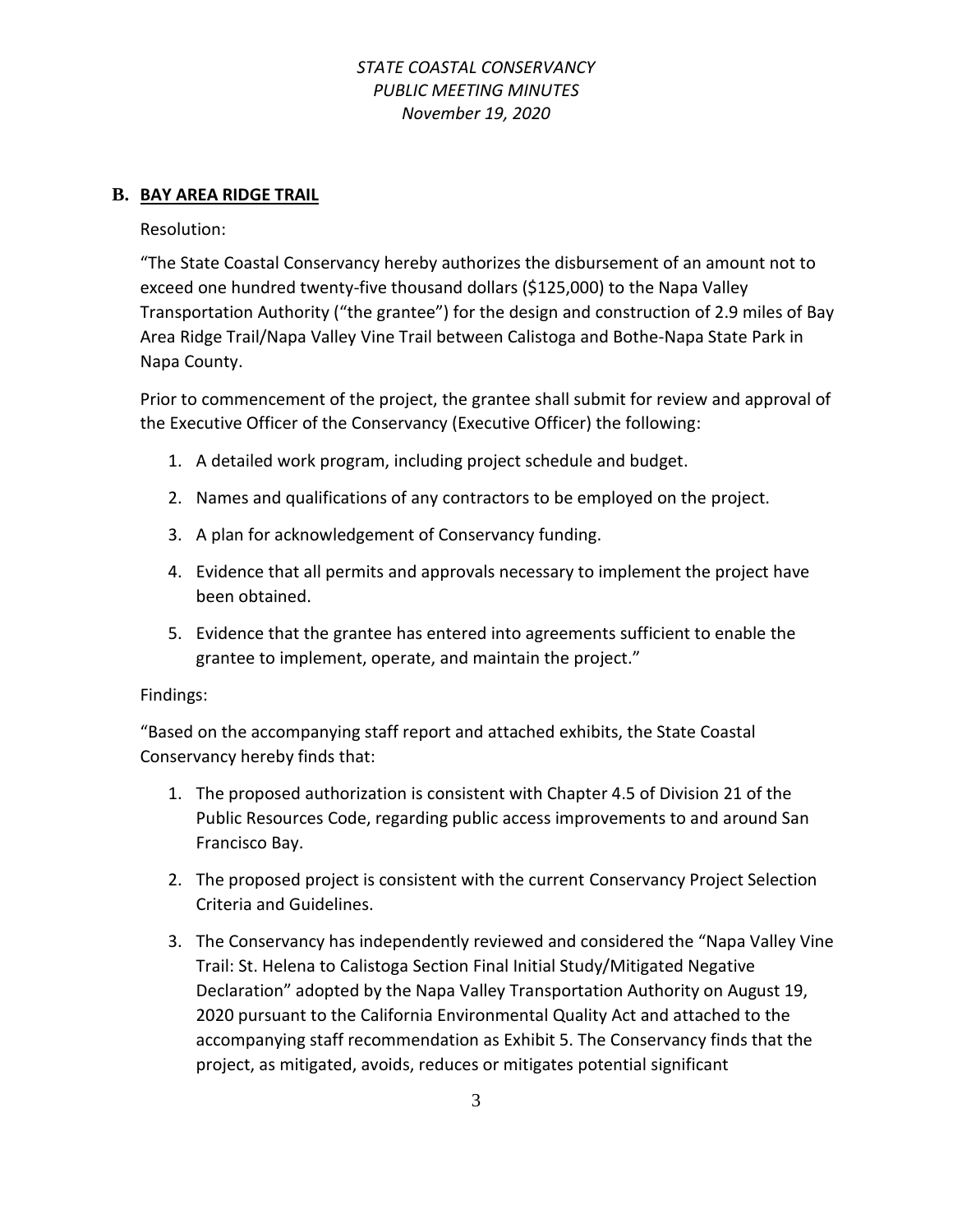## B. BAY AREA RIDGE TRAIL

Resolution:

"The State Coastal Conservancy hereby authorizes the disbursement of an amount not to exceed one hundred twenty-five thousand dollars ($125,000) to the Napa Valley Transportation Authority ("the grantee") for the design and construction of 2.9 miles of Bay Area Ridge Trail/Napa Valley Vine Trail between Calistoga and Bothe-Napa State Park in Napa County.

Prior to commencement of the project, the grantee shall submit for review and approval of the Executive Officer of the Conservancy (Executive Officer) the following:

1. A detailed work program, including project schedule and budget.
2. Names and qualifications of any contractors to be employed on the project.
3. A plan for acknowledgement of Conservancy funding.
4. Evidence that all permits and approvals necessary to implement the project have been obtained.
5. Evidence that the grantee has entered into agreements sufficient to enable the grantee to implement, operate, and maintain the project."

Findings:

"Based on the accompanying staff report and attached exhibits, the State Coastal Conservancy hereby finds that:

1. The proposed authorization is consistent with Chapter 4.5 of Division 21 of the Public Resources Code, regarding public access improvements to and around San Francisco Bay.
2. The proposed project is consistent with the current Conservancy Project Selection Criteria and Guidelines.
3. The Conservancy has independently reviewed and considered the "Napa Valley Vine Trail: St. Helena to Calistoga Section Final Initial Study/Mitigated Negative Declaration" adopted by the Napa Valley Transportation Authority on August 19, 2020 pursuant to the California Environmental Quality Act and attached to the accompanying staff recommendation as Exhibit 5. The Conservancy finds that the project, as mitigated, avoids, reduces or mitigates potential significant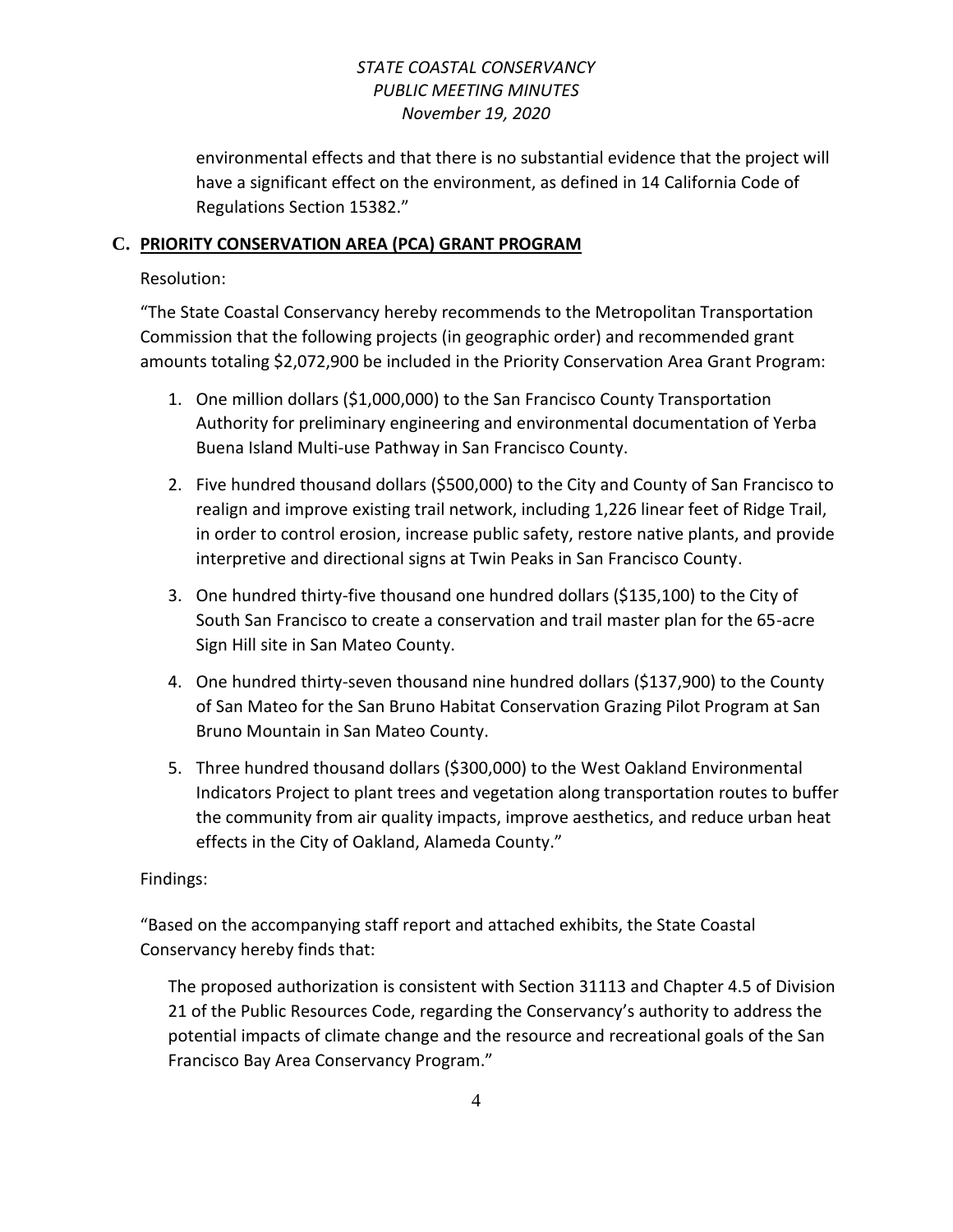environmental effects and that there is no substantial evidence that the project will have a significant effect on the environment, as defined in 14 California Code of Regulations Section 15382."

## C. PRIORITY CONSERVATION AREA (PCA) GRANT PROGRAM

Resolution:

"The State Coastal Conservancy hereby recommends to the Metropolitan Transportation Commission that the following projects (in geographic order) and recommended grant amounts totaling $2,072,900 be included in the Priority Conservation Area Grant Program:

1. One million dollars ($1,000,000) to the San Francisco County Transportation Authority for preliminary engineering and environmental documentation of Yerba Buena Island Multi-use Pathway in San Francisco County.
2. Five hundred thousand dollars ($500,000) to the City and County of San Francisco to realign and improve existing trail network, including 1,226 linear feet of Ridge Trail, in order to control erosion, increase public safety, restore native plants, and provide interpretive and directional signs at Twin Peaks in San Francisco County.
3. One hundred thirty-five thousand one hundred dollars ($135,100) to the City of South San Francisco to create a conservation and trail master plan for the 65-acre Sign Hill site in San Mateo County.
4. One hundred thirty-seven thousand nine hundred dollars ($137,900) to the County of San Mateo for the San Bruno Habitat Conservation Grazing Pilot Program at San Bruno Mountain in San Mateo County.
5. Three hundred thousand dollars ($300,000) to the West Oakland Environmental Indicators Project to plant trees and vegetation along transportation routes to buffer the community from air quality impacts, improve aesthetics, and reduce urban heat effects in the City of Oakland, Alameda County."

Findings:

"Based on the accompanying staff report and attached exhibits, the State Coastal Conservancy hereby finds that:

The proposed authorization is consistent with Section 31113 and Chapter 4.5 of Division 21 of the Public Resources Code, regarding the Conservancy's authority to address the potential impacts of climate change and the resource and recreational goals of the San Francisco Bay Area Conservancy Program."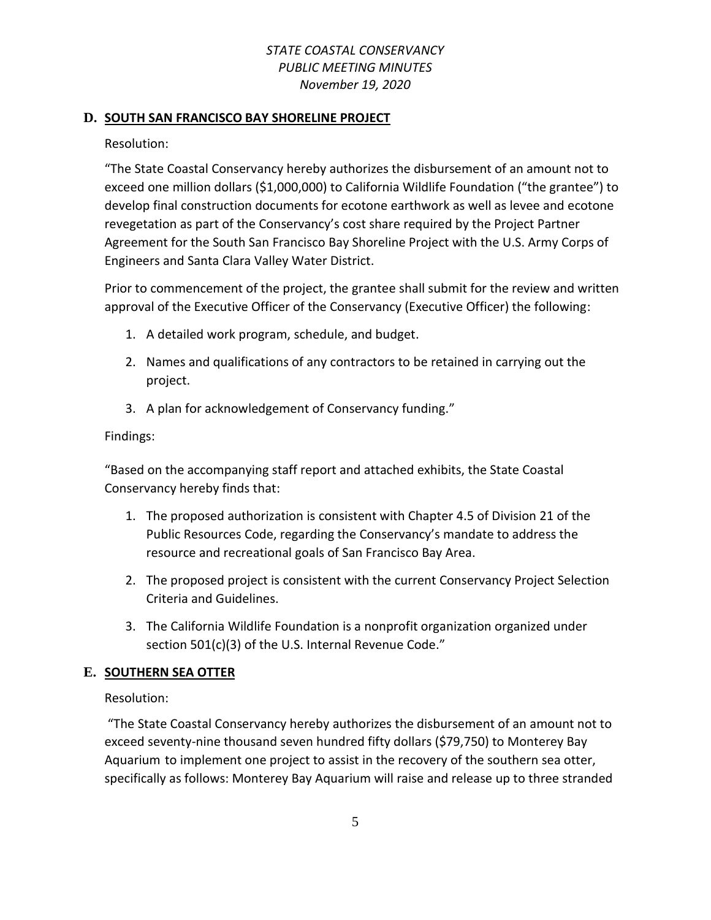## D. SOUTH SAN FRANCISCO BAY SHORELINE PROJECT

Resolution:

"The State Coastal Conservancy hereby authorizes the disbursement of an amount not to exceed one million dollars ($1,000,000) to California Wildlife Foundation ("the grantee") to develop final construction documents for ecotone earthwork as well as levee and ecotone revegetation as part of the Conservancy's cost share required by the Project Partner Agreement for the South San Francisco Bay Shoreline Project with the U.S. Army Corps of Engineers and Santa Clara Valley Water District.

Prior to commencement of the project, the grantee shall submit for the review and written approval of the Executive Officer of the Conservancy (Executive Officer) the following:

1. A detailed work program, schedule, and budget.
2. Names and qualifications of any contractors to be retained in carrying out the project.
3. A plan for acknowledgement of Conservancy funding."

Findings:

"Based on the accompanying staff report and attached exhibits, the State Coastal Conservancy hereby finds that:

1. The proposed authorization is consistent with Chapter 4.5 of Division 21 of the Public Resources Code, regarding the Conservancy's mandate to address the resource and recreational goals of San Francisco Bay Area.
2. The proposed project is consistent with the current Conservancy Project Selection Criteria and Guidelines.
3. The California Wildlife Foundation is a nonprofit organization organized under section 501(c)(3) of the U.S. Internal Revenue Code."

## E. SOUTHERN SEA OTTER

Resolution:

"The State Coastal Conservancy hereby authorizes the disbursement of an amount not to exceed seventy-nine thousand seven hundred fifty dollars ($79,750) to Monterey Bay Aquarium to implement one project to assist in the recovery of the southern sea otter, specifically as follows: Monterey Bay Aquarium will raise and release up to three stranded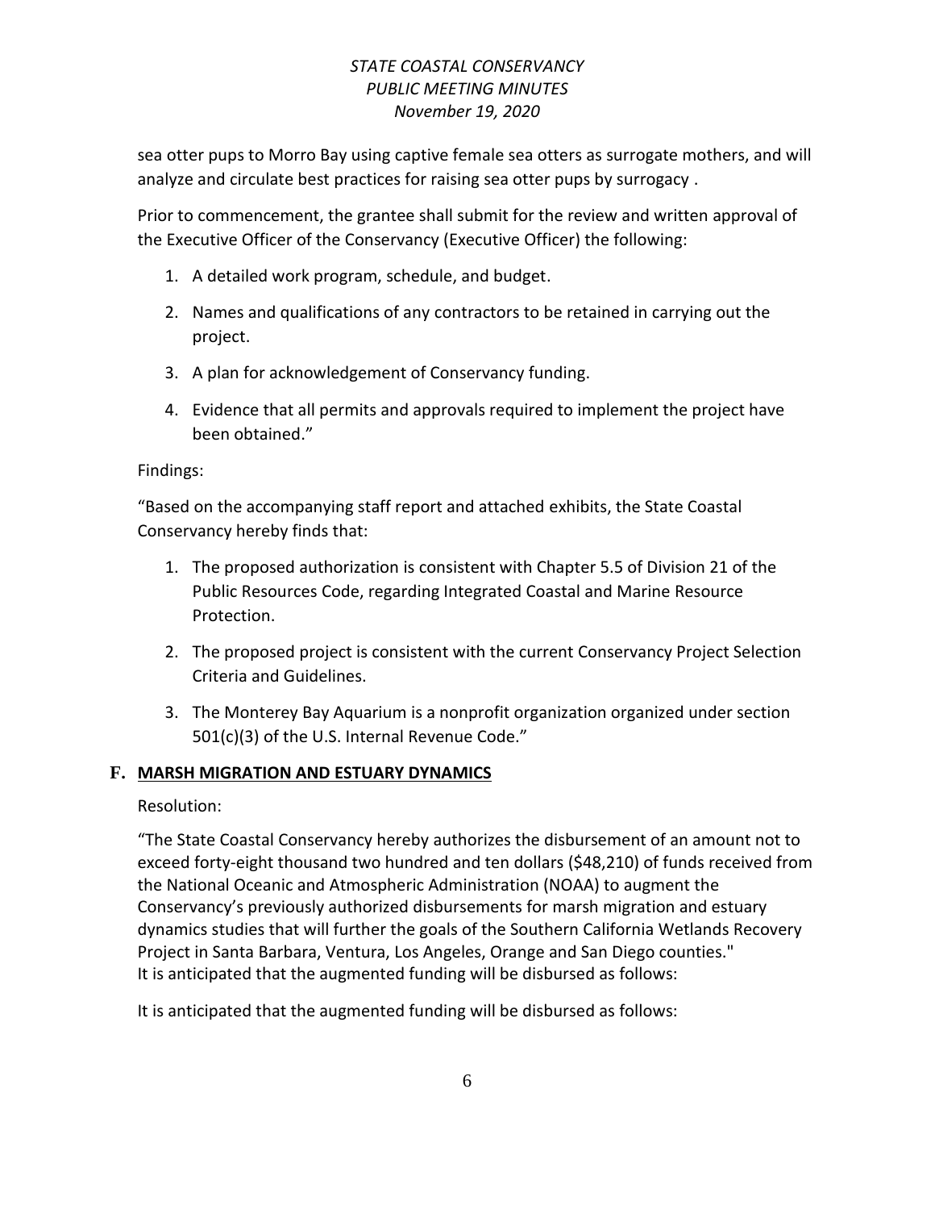sea otter pups to Morro Bay using captive female sea otters as surrogate mothers, and will analyze and circulate best practices for raising sea otter pups by surrogacy .

Prior to commencement, the grantee shall submit for the review and written approval of the Executive Officer of the Conservancy (Executive Officer) the following:

1. A detailed work program, schedule, and budget.
2. Names and qualifications of any contractors to be retained in carrying out the project.
3. A plan for acknowledgement of Conservancy funding.
4. Evidence that all permits and approvals required to implement the project have been obtained."

Findings:

"Based on the accompanying staff report and attached exhibits, the State Coastal Conservancy hereby finds that:

1. The proposed authorization is consistent with Chapter 5.5 of Division 21 of the Public Resources Code, regarding Integrated Coastal and Marine Resource Protection.
2. The proposed project is consistent with the current Conservancy Project Selection Criteria and Guidelines.
3. The Monterey Bay Aquarium is a nonprofit organization organized under section 501(c)(3) of the U.S. Internal Revenue Code."

### F. MARSH MIGRATION AND ESTUARY DYNAMICS

Resolution:

"The State Coastal Conservancy hereby authorizes the disbursement of an amount not to exceed forty-eight thousand two hundred and ten dollars ($48,210) of funds received from the National Oceanic and Atmospheric Administration (NOAA) to augment the Conservancy's previously authorized disbursements for marsh migration and estuary dynamics studies that will further the goals of the Southern California Wetlands Recovery Project in Santa Barbara, Ventura, Los Angeles, Orange and San Diego counties."
It is anticipated that the augmented funding will be disbursed as follows:

It is anticipated that the augmented funding will be disbursed as follows: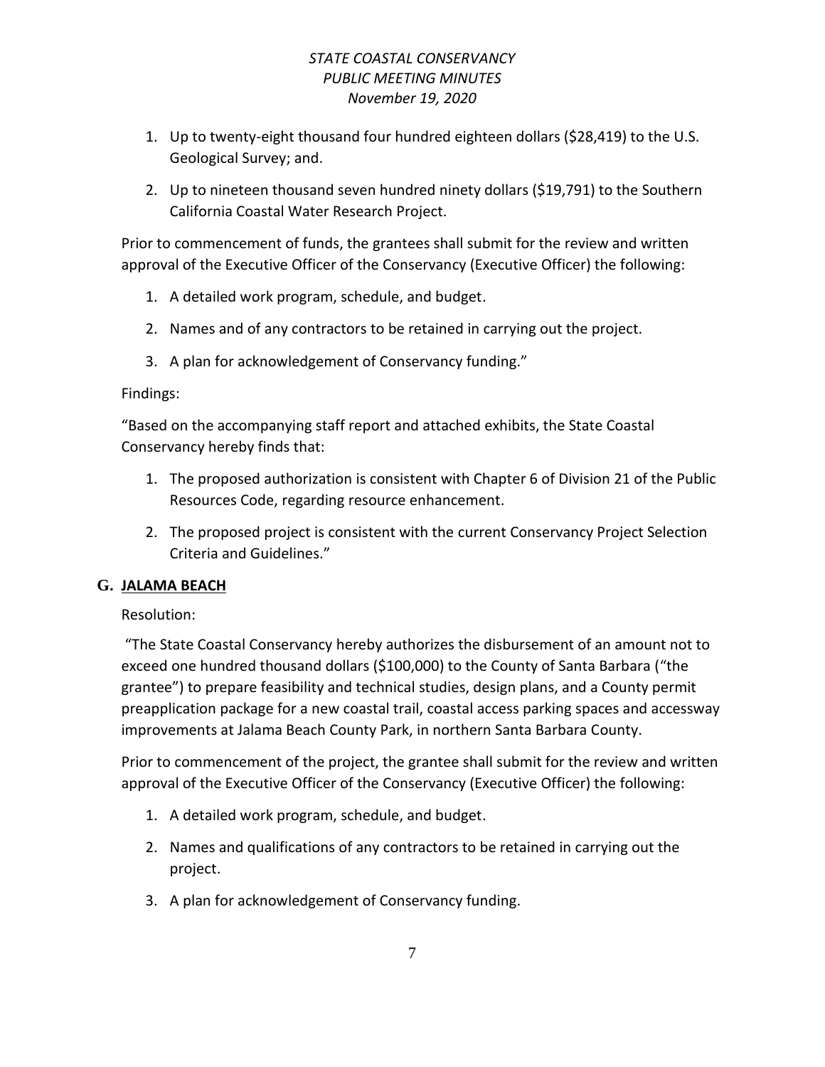1. Up to twenty-eight thousand four hundred eighteen dollars ($28,419) to the U.S. Geological Survey; and.
2. Up to nineteen thousand seven hundred ninety dollars ($19,791) to the Southern California Coastal Water Research Project.

Prior to commencement of funds, the grantees shall submit for the review and written approval of the Executive Officer of the Conservancy (Executive Officer) the following:

1. A detailed work program, schedule, and budget.
2. Names and of any contractors to be retained in carrying out the project.
3. A plan for acknowledgement of Conservancy funding."

Findings:

"Based on the accompanying staff report and attached exhibits, the State Coastal Conservancy hereby finds that:

1. The proposed authorization is consistent with Chapter 6 of Division 21 of the Public Resources Code, regarding resource enhancement.
2. The proposed project is consistent with the current Conservancy Project Selection Criteria and Guidelines."

## G. JALAMA BEACH

Resolution:

"The State Coastal Conservancy hereby authorizes the disbursement of an amount not to exceed one hundred thousand dollars ($100,000) to the County of Santa Barbara ("the grantee") to prepare feasibility and technical studies, design plans, and a County permit preapplication package for a new coastal trail, coastal access parking spaces and accessway improvements at Jalama Beach County Park, in northern Santa Barbara County.

Prior to commencement of the project, the grantee shall submit for the review and written approval of the Executive Officer of the Conservancy (Executive Officer) the following:

1. A detailed work program, schedule, and budget.
2. Names and qualifications of any contractors to be retained in carrying out the project.
3. A plan for acknowledgement of Conservancy funding.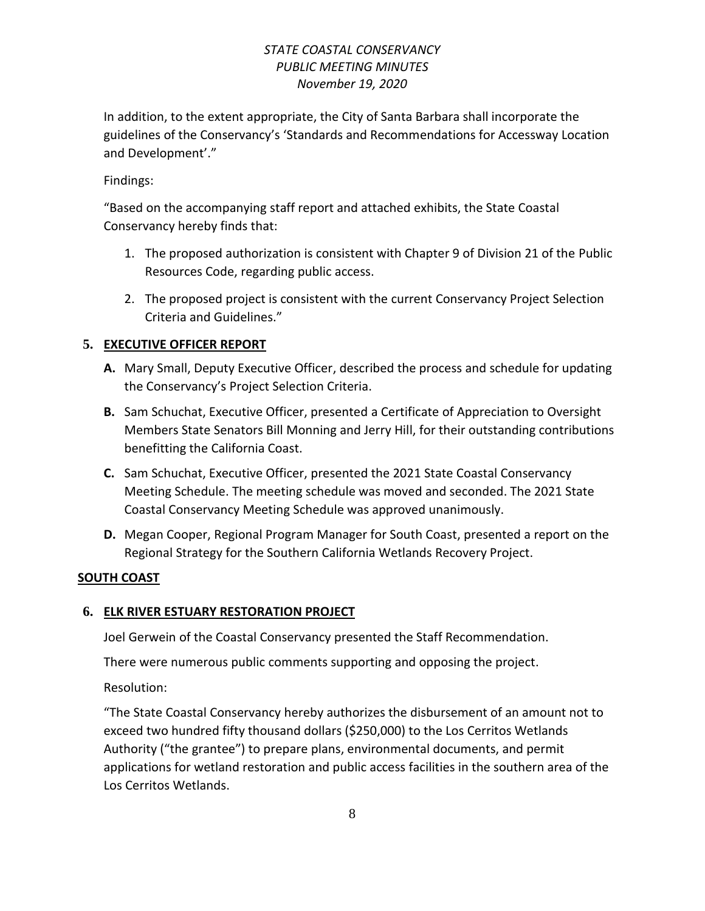In addition, to the extent appropriate, the City of Santa Barbara shall incorporate the guidelines of the Conservancy's 'Standards and Recommendations for Accessway Location and Development'."

Findings:

"Based on the accompanying staff report and attached exhibits, the State Coastal Conservancy hereby finds that:

1. The proposed authorization is consistent with Chapter 9 of Division 21 of the Public Resources Code, regarding public access.
2. The proposed project is consistent with the current Conservancy Project Selection Criteria and Guidelines."

## 5. EXECUTIVE OFFICER REPORT

**A.** Mary Small, Deputy Executive Officer, described the process and schedule for updating the Conservancy's Project Selection Criteria.

**B.** Sam Schuchat, Executive Officer, presented a Certificate of Appreciation to Oversight Members State Senators Bill Monning and Jerry Hill, for their outstanding contributions benefitting the California Coast.

**C.** Sam Schuchat, Executive Officer, presented the 2021 State Coastal Conservancy Meeting Schedule. The meeting schedule was moved and seconded. The 2021 State Coastal Conservancy Meeting Schedule was approved unanimously.

**D.** Megan Cooper, Regional Program Manager for South Coast, presented a report on the Regional Strategy for the Southern California Wetlands Recovery Project.

## SOUTH COAST

## 6. ELK RIVER ESTUARY RESTORATION PROJECT

Joel Gerwein of the Coastal Conservancy presented the Staff Recommendation.

There were numerous public comments supporting and opposing the project.

Resolution:

"The State Coastal Conservancy hereby authorizes the disbursement of an amount not to exceed two hundred fifty thousand dollars ($250,000) to the Los Cerritos Wetlands Authority ("the grantee") to prepare plans, environmental documents, and permit applications for wetland restoration and public access facilities in the southern area of the Los Cerritos Wetlands.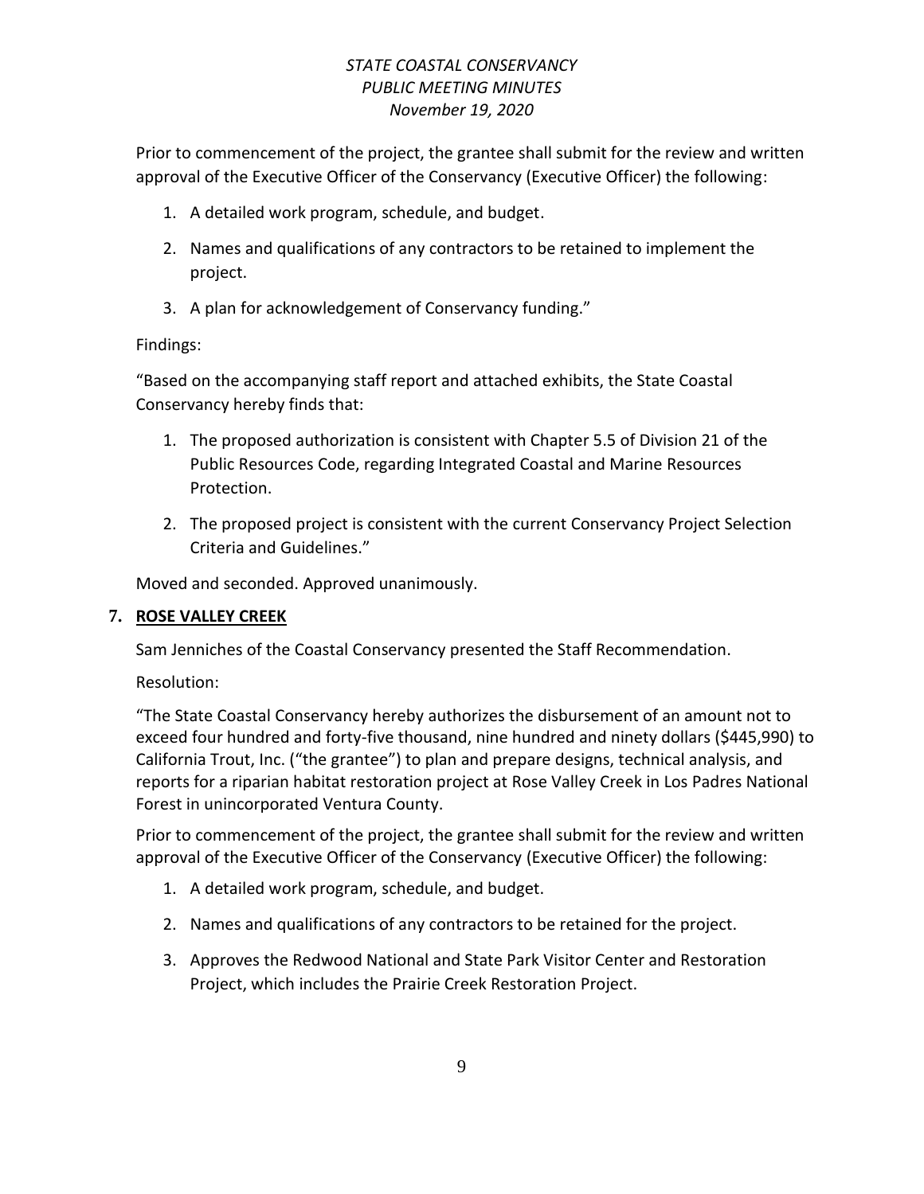Prior to commencement of the project, the grantee shall submit for the review and written approval of the Executive Officer of the Conservancy (Executive Officer) the following:

1. A detailed work program, schedule, and budget.
2. Names and qualifications of any contractors to be retained to implement the project.
3. A plan for acknowledgement of Conservancy funding."

Findings:

"Based on the accompanying staff report and attached exhibits, the State Coastal Conservancy hereby finds that:

1. The proposed authorization is consistent with Chapter 5.5 of Division 21 of the Public Resources Code, regarding Integrated Coastal and Marine Resources Protection.
2. The proposed project is consistent with the current Conservancy Project Selection Criteria and Guidelines."

Moved and seconded. Approved unanimously.

## 7. ROSE VALLEY CREEK

Sam Jenniches of the Coastal Conservancy presented the Staff Recommendation.

Resolution:

"The State Coastal Conservancy hereby authorizes the disbursement of an amount not to exceed four hundred and forty-five thousand, nine hundred and ninety dollars ($445,990) to California Trout, Inc. ("the grantee") to plan and prepare designs, technical analysis, and reports for a riparian habitat restoration project at Rose Valley Creek in Los Padres National Forest in unincorporated Ventura County.

Prior to commencement of the project, the grantee shall submit for the review and written approval of the Executive Officer of the Conservancy (Executive Officer) the following:

1. A detailed work program, schedule, and budget.
2. Names and qualifications of any contractors to be retained for the project.
3. Approves the Redwood National and State Park Visitor Center and Restoration Project, which includes the Prairie Creek Restoration Project.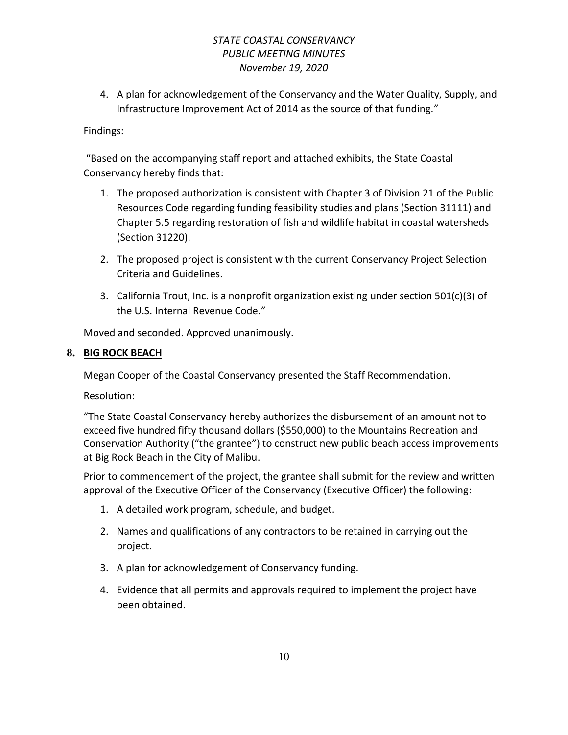4. A plan for acknowledgement of the Conservancy and the Water Quality, Supply, and Infrastructure Improvement Act of 2014 as the source of that funding."

Findings:

"Based on the accompanying staff report and attached exhibits, the State Coastal Conservancy hereby finds that:

1. The proposed authorization is consistent with Chapter 3 of Division 21 of the Public Resources Code regarding funding feasibility studies and plans (Section 31111) and Chapter 5.5 regarding restoration of fish and wildlife habitat in coastal watersheds (Section 31220).
2. The proposed project is consistent with the current Conservancy Project Selection Criteria and Guidelines.
3. California Trout, Inc. is a nonprofit organization existing under section 501(c)(3) of the U.S. Internal Revenue Code."

Moved and seconded. Approved unanimously.

## 8. BIG ROCK BEACH

Megan Cooper of the Coastal Conservancy presented the Staff Recommendation.

Resolution:

"The State Coastal Conservancy hereby authorizes the disbursement of an amount not to exceed five hundred fifty thousand dollars ($550,000) to the Mountains Recreation and Conservation Authority ("the grantee") to construct new public beach access improvements at Big Rock Beach in the City of Malibu.

Prior to commencement of the project, the grantee shall submit for the review and written approval of the Executive Officer of the Conservancy (Executive Officer) the following:

1. A detailed work program, schedule, and budget.
2. Names and qualifications of any contractors to be retained in carrying out the project.
3. A plan for acknowledgement of Conservancy funding.
4. Evidence that all permits and approvals required to implement the project have been obtained.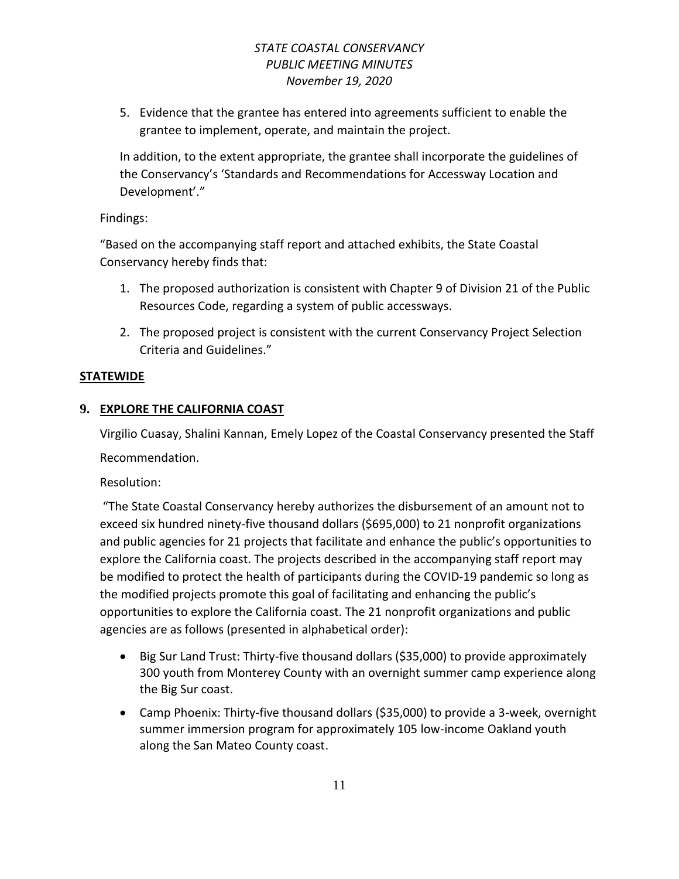5. Evidence that the grantee has entered into agreements sufficient to enable the grantee to implement, operate, and maintain the project.

In addition, to the extent appropriate, the grantee shall incorporate the guidelines of the Conservancy's 'Standards and Recommendations for Accessway Location and Development'."

Findings:

"Based on the accompanying staff report and attached exhibits, the State Coastal Conservancy hereby finds that:

1. The proposed authorization is consistent with Chapter 9 of Division 21 of the Public Resources Code, regarding a system of public accessways.
2. The proposed project is consistent with the current Conservancy Project Selection Criteria and Guidelines."

**STATEWIDE**

## 9. EXPLORE THE CALIFORNIA COAST

Virgilio Cuasay, Shalini Kannan, Emely Lopez of the Coastal Conservancy presented the Staff Recommendation.

Resolution:

"The State Coastal Conservancy hereby authorizes the disbursement of an amount not to exceed six hundred ninety-five thousand dollars ($695,000) to 21 nonprofit organizations and public agencies for 21 projects that facilitate and enhance the public's opportunities to explore the California coast. The projects described in the accompanying staff report may be modified to protect the health of participants during the COVID-19 pandemic so long as the modified projects promote this goal of facilitating and enhancing the public's opportunities to explore the California coast. The 21 nonprofit organizations and public agencies are as follows (presented in alphabetical order):

- Big Sur Land Trust: Thirty-five thousand dollars ($35,000) to provide approximately 300 youth from Monterey County with an overnight summer camp experience along the Big Sur coast.
- Camp Phoenix: Thirty-five thousand dollars ($35,000) to provide a 3-week, overnight summer immersion program for approximately 105 low-income Oakland youth along the San Mateo County coast.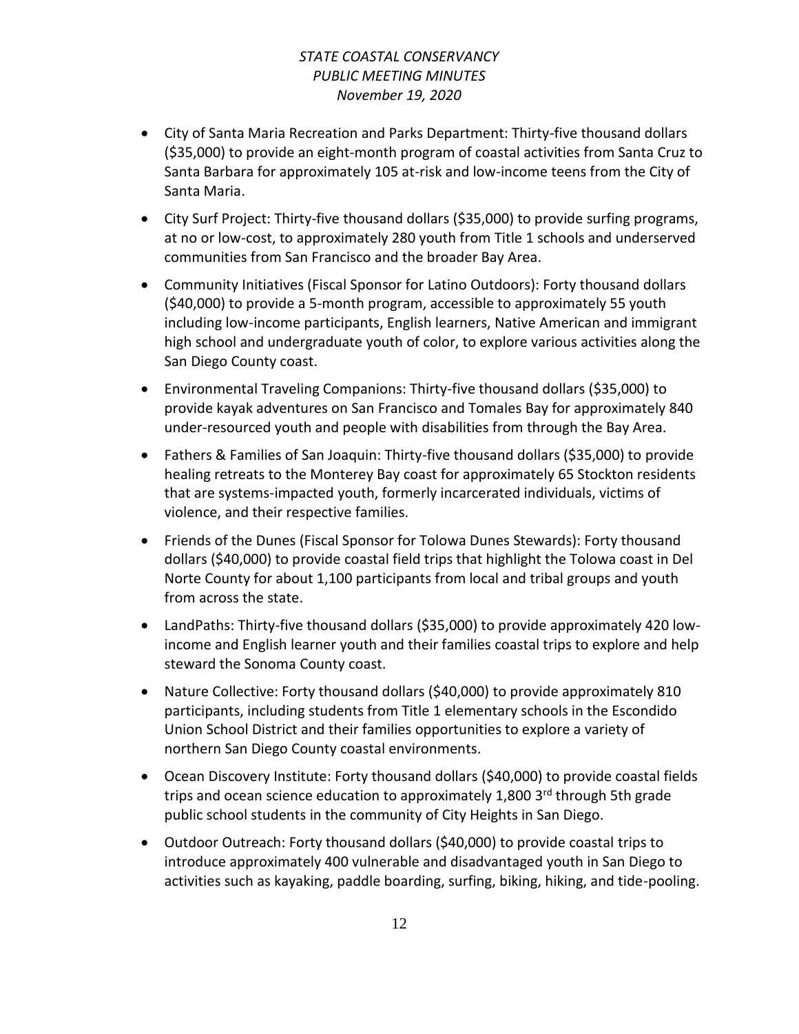- City of Santa Maria Recreation and Parks Department: Thirty-five thousand dollars ($35,000) to provide an eight-month program of coastal activities from Santa Cruz to Santa Barbara for approximately 105 at-risk and low-income teens from the City of Santa Maria.
- City Surf Project: Thirty-five thousand dollars ($35,000) to provide surfing programs, at no or low-cost, to approximately 280 youth from Title 1 schools and underserved communities from San Francisco and the broader Bay Area.
- Community Initiatives (Fiscal Sponsor for Latino Outdoors): Forty thousand dollars ($40,000) to provide a 5-month program, accessible to approximately 55 youth including low-income participants, English learners, Native American and immigrant high school and undergraduate youth of color, to explore various activities along the San Diego County coast.
- Environmental Traveling Companions: Thirty-five thousand dollars ($35,000) to provide kayak adventures on San Francisco and Tomales Bay for approximately 840 under-resourced youth and people with disabilities from through the Bay Area.
- Fathers & Families of San Joaquin: Thirty-five thousand dollars ($35,000) to provide healing retreats to the Monterey Bay coast for approximately 65 Stockton residents that are systems-impacted youth, formerly incarcerated individuals, victims of violence, and their respective families.
- Friends of the Dunes (Fiscal Sponsor for Tolowa Dunes Stewards): Forty thousand dollars ($40,000) to provide coastal field trips that highlight the Tolowa coast in Del Norte County for about 1,100 participants from local and tribal groups and youth from across the state.
- LandPaths: Thirty-five thousand dollars ($35,000) to provide approximately 420 low-income and English learner youth and their families coastal trips to explore and help steward the Sonoma County coast.
- Nature Collective: Forty thousand dollars ($40,000) to provide approximately 810 participants, including students from Title 1 elementary schools in the Escondido Union School District and their families opportunities to explore a variety of northern San Diego County coastal environments.
- Ocean Discovery Institute: Forty thousand dollars ($40,000) to provide coastal fields trips and ocean science education to approximately 1,800 3rd through 5th grade public school students in the community of City Heights in San Diego.
- Outdoor Outreach: Forty thousand dollars ($40,000) to provide coastal trips to introduce approximately 400 vulnerable and disadvantaged youth in San Diego to activities such as kayaking, paddle boarding, surfing, biking, hiking, and tide-pooling.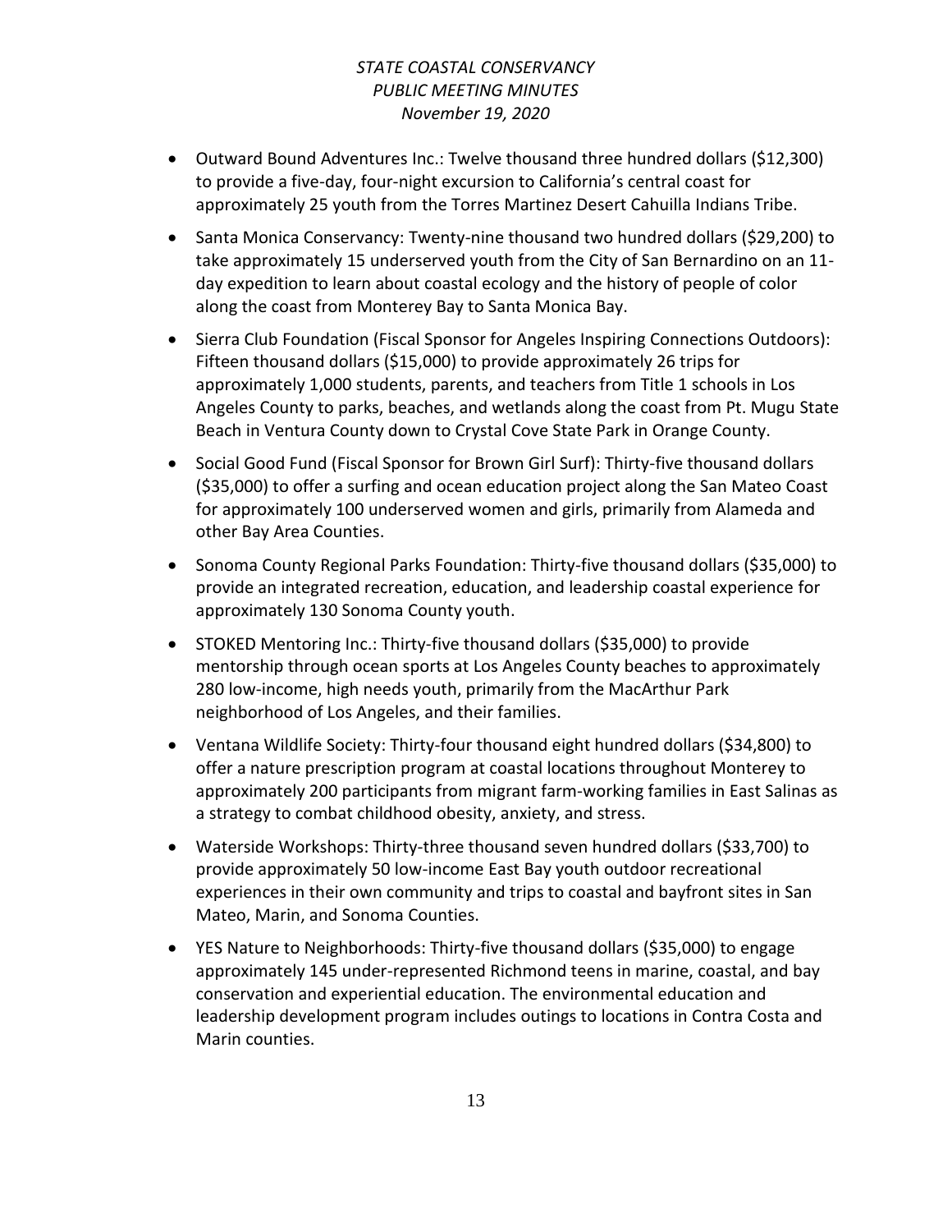- Outward Bound Adventures Inc.: Twelve thousand three hundred dollars ($12,300) to provide a five-day, four-night excursion to California's central coast for approximately 25 youth from the Torres Martinez Desert Cahuilla Indians Tribe.
- Santa Monica Conservancy: Twenty-nine thousand two hundred dollars ($29,200) to take approximately 15 underserved youth from the City of San Bernardino on an 11-day expedition to learn about coastal ecology and the history of people of color along the coast from Monterey Bay to Santa Monica Bay.
- Sierra Club Foundation (Fiscal Sponsor for Angeles Inspiring Connections Outdoors): Fifteen thousand dollars ($15,000) to provide approximately 26 trips for approximately 1,000 students, parents, and teachers from Title 1 schools in Los Angeles County to parks, beaches, and wetlands along the coast from Pt. Mugu State Beach in Ventura County down to Crystal Cove State Park in Orange County.
- Social Good Fund (Fiscal Sponsor for Brown Girl Surf): Thirty-five thousand dollars ($35,000) to offer a surfing and ocean education project along the San Mateo Coast for approximately 100 underserved women and girls, primarily from Alameda and other Bay Area Counties.
- Sonoma County Regional Parks Foundation: Thirty-five thousand dollars ($35,000) to provide an integrated recreation, education, and leadership coastal experience for approximately 130 Sonoma County youth.
- STOKED Mentoring Inc.: Thirty-five thousand dollars ($35,000) to provide mentorship through ocean sports at Los Angeles County beaches to approximately 280 low-income, high needs youth, primarily from the MacArthur Park neighborhood of Los Angeles, and their families.
- Ventana Wildlife Society: Thirty-four thousand eight hundred dollars ($34,800) to offer a nature prescription program at coastal locations throughout Monterey to approximately 200 participants from migrant farm-working families in East Salinas as a strategy to combat childhood obesity, anxiety, and stress.
- Waterside Workshops: Thirty-three thousand seven hundred dollars ($33,700) to provide approximately 50 low-income East Bay youth outdoor recreational experiences in their own community and trips to coastal and bayfront sites in San Mateo, Marin, and Sonoma Counties.
- YES Nature to Neighborhoods: Thirty-five thousand dollars ($35,000) to engage approximately 145 under-represented Richmond teens in marine, coastal, and bay conservation and experiential education. The environmental education and leadership development program includes outings to locations in Contra Costa and Marin counties.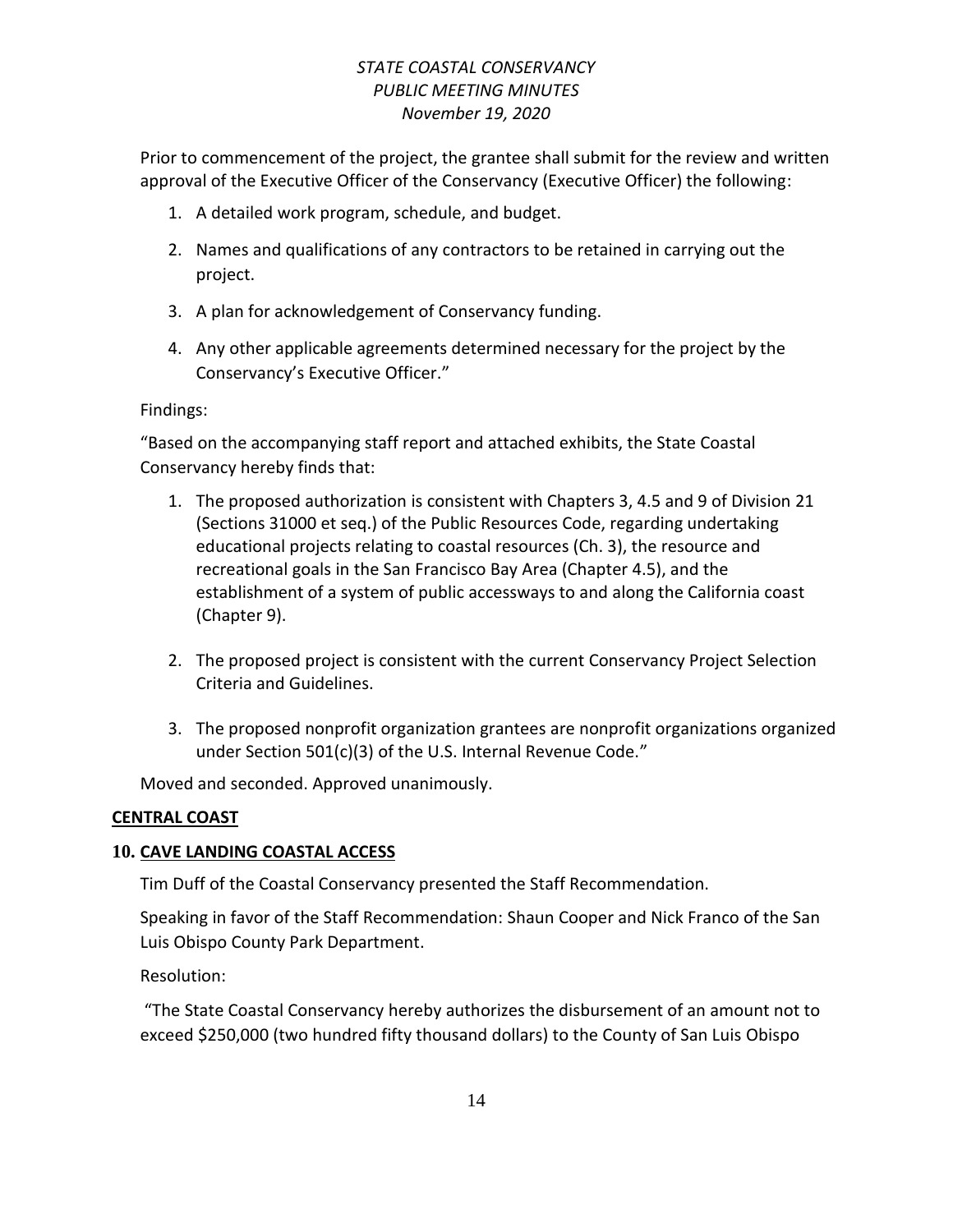Prior to commencement of the project, the grantee shall submit for the review and written approval of the Executive Officer of the Conservancy (Executive Officer) the following:

1. A detailed work program, schedule, and budget.
2. Names and qualifications of any contractors to be retained in carrying out the project.
3. A plan for acknowledgement of Conservancy funding.
4. Any other applicable agreements determined necessary for the project by the Conservancy's Executive Officer."

Findings:

"Based on the accompanying staff report and attached exhibits, the State Coastal Conservancy hereby finds that:

1. The proposed authorization is consistent with Chapters 3, 4.5 and 9 of Division 21 (Sections 31000 et seq.) of the Public Resources Code, regarding undertaking educational projects relating to coastal resources (Ch. 3), the resource and recreational goals in the San Francisco Bay Area (Chapter 4.5), and the establishment of a system of public accessways to and along the California coast (Chapter 9).
2. The proposed project is consistent with the current Conservancy Project Selection Criteria and Guidelines.
3. The proposed nonprofit organization grantees are nonprofit organizations organized under Section 501(c)(3) of the U.S. Internal Revenue Code."

Moved and seconded. Approved unanimously.

**CENTRAL COAST**

**10. CAVE LANDING COASTAL ACCESS**

Tim Duff of the Coastal Conservancy presented the Staff Recommendation.

Speaking in favor of the Staff Recommendation: Shaun Cooper and Nick Franco of the San Luis Obispo County Park Department.

Resolution:

"The State Coastal Conservancy hereby authorizes the disbursement of an amount not to exceed $250,000 (two hundred fifty thousand dollars) to the County of San Luis Obispo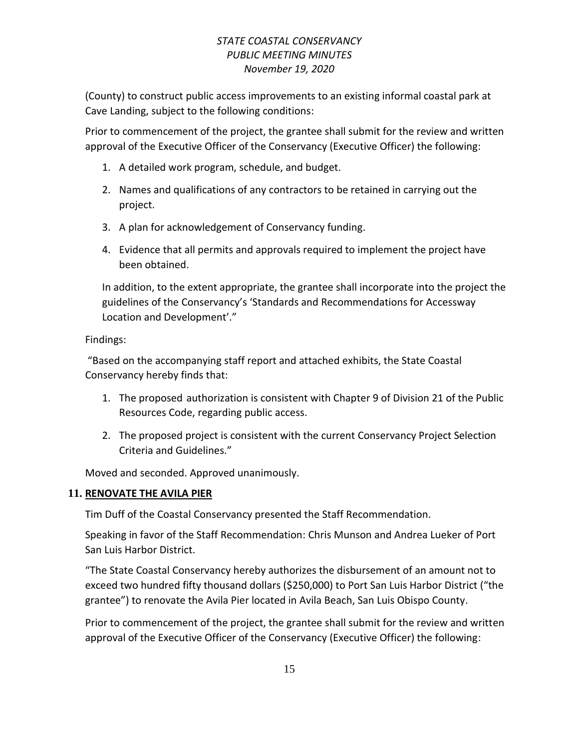(County) to construct public access improvements to an existing informal coastal park at Cave Landing, subject to the following conditions:

Prior to commencement of the project, the grantee shall submit for the review and written approval of the Executive Officer of the Conservancy (Executive Officer) the following:

1. A detailed work program, schedule, and budget.
2. Names and qualifications of any contractors to be retained in carrying out the project.
3. A plan for acknowledgement of Conservancy funding.
4. Evidence that all permits and approvals required to implement the project have been obtained.

In addition, to the extent appropriate, the grantee shall incorporate into the project the guidelines of the Conservancy's 'Standards and Recommendations for Accessway Location and Development'."

Findings:

"Based on the accompanying staff report and attached exhibits, the State Coastal Conservancy hereby finds that:

1. The proposed authorization is consistent with Chapter 9 of Division 21 of the Public Resources Code, regarding public access.
2. The proposed project is consistent with the current Conservancy Project Selection Criteria and Guidelines."

Moved and seconded. Approved unanimously.

## 11. RENOVATE THE AVILA PIER

Tim Duff of the Coastal Conservancy presented the Staff Recommendation.

Speaking in favor of the Staff Recommendation: Chris Munson and Andrea Lueker of Port San Luis Harbor District.

"The State Coastal Conservancy hereby authorizes the disbursement of an amount not to exceed two hundred fifty thousand dollars ($250,000) to Port San Luis Harbor District ("the grantee") to renovate the Avila Pier located in Avila Beach, San Luis Obispo County.

Prior to commencement of the project, the grantee shall submit for the review and written approval of the Executive Officer of the Conservancy (Executive Officer) the following: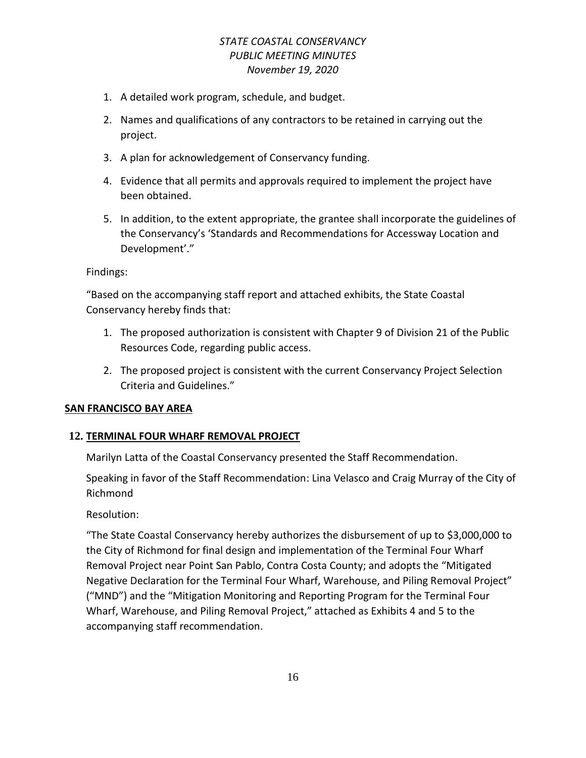1. A detailed work program, schedule, and budget.
2. Names and qualifications of any contractors to be retained in carrying out the project.
3. A plan for acknowledgement of Conservancy funding.
4. Evidence that all permits and approvals required to implement the project have been obtained.
5. In addition, to the extent appropriate, the grantee shall incorporate the guidelines of the Conservancy's 'Standards and Recommendations for Accessway Location and Development'."

Findings:

"Based on the accompanying staff report and attached exhibits, the State Coastal Conservancy hereby finds that:

1. The proposed authorization is consistent with Chapter 9 of Division 21 of the Public Resources Code, regarding public access.
2. The proposed project is consistent with the current Conservancy Project Selection Criteria and Guidelines."

**SAN FRANCISCO BAY AREA**

**12. TERMINAL FOUR WHARF REMOVAL PROJECT**

Marilyn Latta of the Coastal Conservancy presented the Staff Recommendation.

Speaking in favor of the Staff Recommendation: Lina Velasco and Craig Murray of the City of Richmond

Resolution:

"The State Coastal Conservancy hereby authorizes the disbursement of up to $3,000,000 to the City of Richmond for final design and implementation of the Terminal Four Wharf Removal Project near Point San Pablo, Contra Costa County; and adopts the "Mitigated Negative Declaration for the Terminal Four Wharf, Warehouse, and Piling Removal Project" ("MND") and the "Mitigation Monitoring and Reporting Program for the Terminal Four Wharf, Warehouse, and Piling Removal Project," attached as Exhibits 4 and 5 to the accompanying staff recommendation.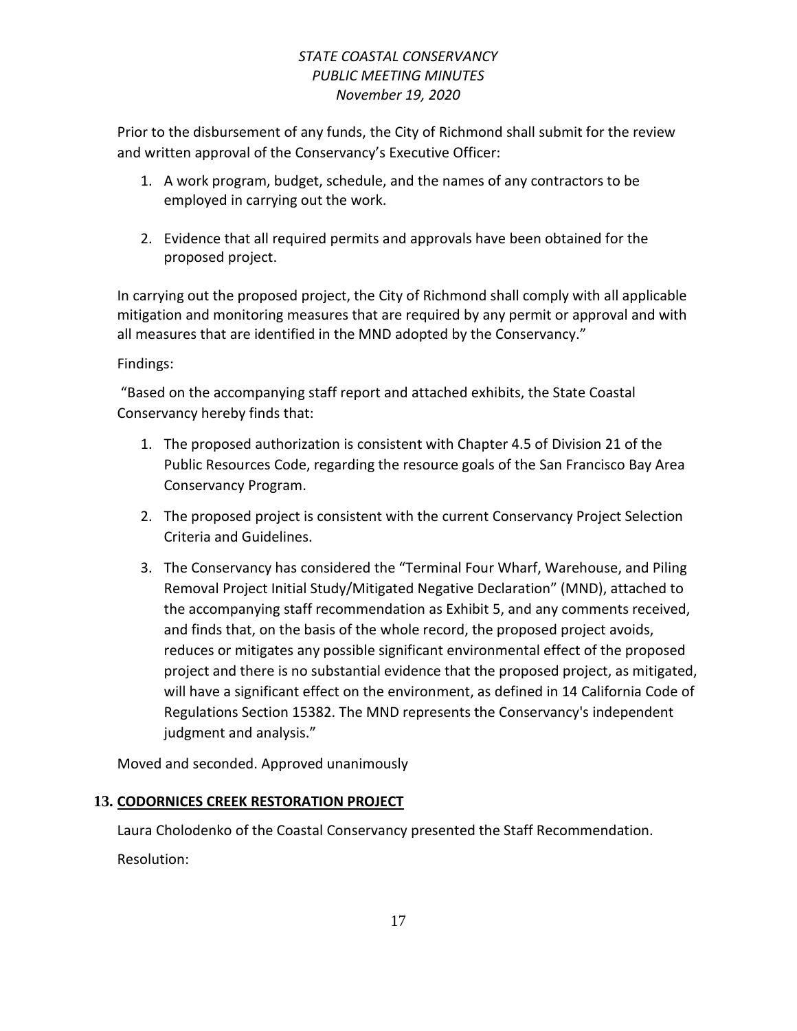Prior to the disbursement of any funds, the City of Richmond shall submit for the review and written approval of the Conservancy's Executive Officer:

1. A work program, budget, schedule, and the names of any contractors to be employed in carrying out the work.

2. Evidence that all required permits and approvals have been obtained for the proposed project.

In carrying out the proposed project, the City of Richmond shall comply with all applicable mitigation and monitoring measures that are required by any permit or approval and with all measures that are identified in the MND adopted by the Conservancy."

Findings:

"Based on the accompanying staff report and attached exhibits, the State Coastal Conservancy hereby finds that:

1. The proposed authorization is consistent with Chapter 4.5 of Division 21 of the Public Resources Code, regarding the resource goals of the San Francisco Bay Area Conservancy Program.

2. The proposed project is consistent with the current Conservancy Project Selection Criteria and Guidelines.

3. The Conservancy has considered the "Terminal Four Wharf, Warehouse, and Piling Removal Project Initial Study/Mitigated Negative Declaration" (MND), attached to the accompanying staff recommendation as Exhibit 5, and any comments received, and finds that, on the basis of the whole record, the proposed project avoids, reduces or mitigates any possible significant environmental effect of the proposed project and there is no substantial evidence that the proposed project, as mitigated, will have a significant effect on the environment, as defined in 14 California Code of Regulations Section 15382. The MND represents the Conservancy's independent judgment and analysis."

Moved and seconded. Approved unanimously

## 13. CODORNICES CREEK RESTORATION PROJECT

Laura Cholodenko of the Coastal Conservancy presented the Staff Recommendation.

Resolution: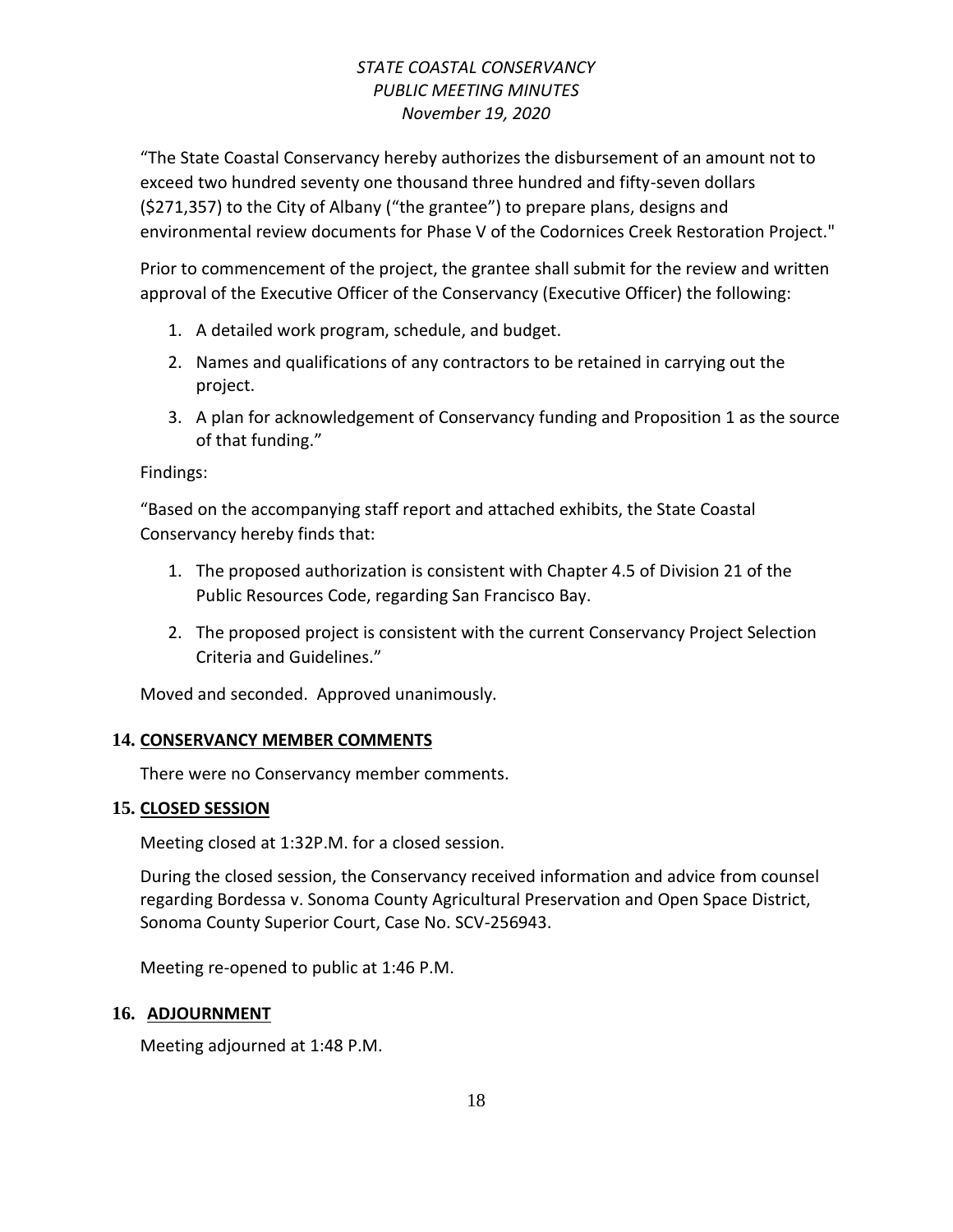"The State Coastal Conservancy hereby authorizes the disbursement of an amount not to exceed two hundred seventy one thousand three hundred and fifty-seven dollars ($271,357) to the City of Albany ("the grantee") to prepare plans, designs and environmental review documents for Phase V of the Codornices Creek Restoration Project."

Prior to commencement of the project, the grantee shall submit for the review and written approval of the Executive Officer of the Conservancy (Executive Officer) the following:

1. A detailed work program, schedule, and budget.
2. Names and qualifications of any contractors to be retained in carrying out the project.
3. A plan for acknowledgement of Conservancy funding and Proposition 1 as the source of that funding."

Findings:

"Based on the accompanying staff report and attached exhibits, the State Coastal Conservancy hereby finds that:

1. The proposed authorization is consistent with Chapter 4.5 of Division 21 of the Public Resources Code, regarding San Francisco Bay.
2. The proposed project is consistent with the current Conservancy Project Selection Criteria and Guidelines."

Moved and seconded. Approved unanimously.

## 14. CONSERVANCY MEMBER COMMENTS

There were no Conservancy member comments.

## 15. CLOSED SESSION

Meeting closed at 1:32P.M. for a closed session.

During the closed session, the Conservancy received information and advice from counsel regarding Bordessa v. Sonoma County Agricultural Preservation and Open Space District, Sonoma County Superior Court, Case No. SCV-256943.

Meeting re-opened to public at 1:46 P.M.

## 16. ADJOURNMENT

Meeting adjourned at 1:48 P.M.